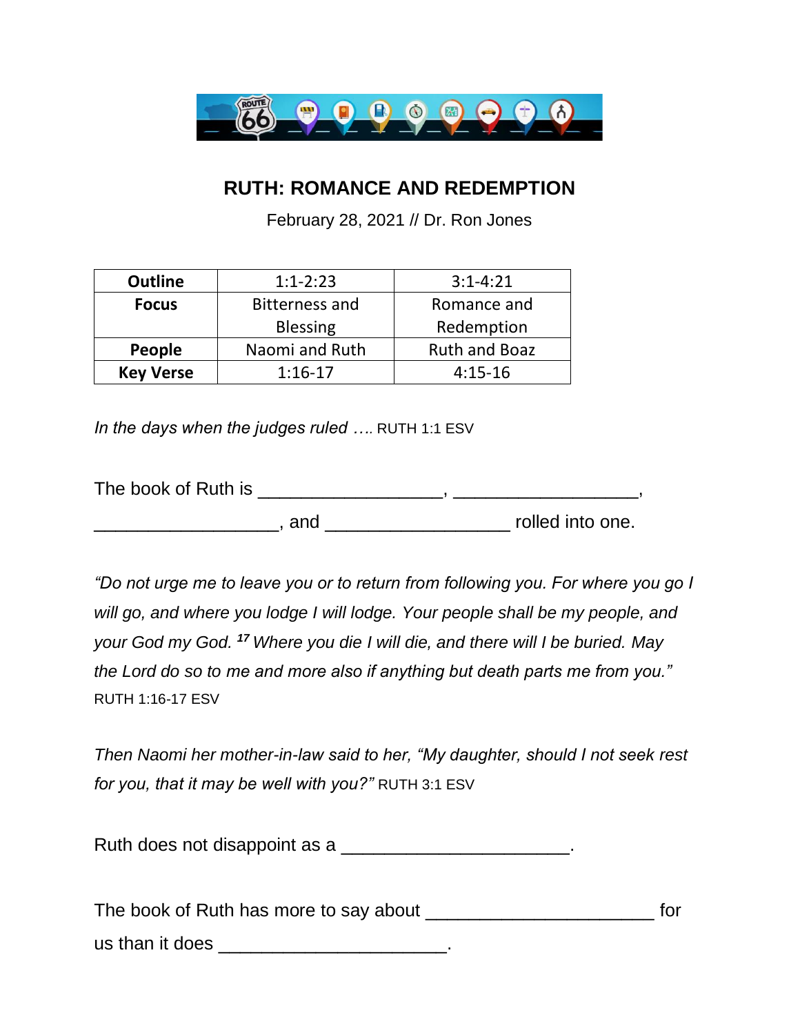# RUTH: ROMANCE AND REDEMPTION

February 28, 2021 // Dr. Ron Jones

| **Outline** | 1:1-2:23 | 3:1-4:21 |
|---|---|---|
| **Focus** | Bitterness and Blessing | Romance and Redemption |
| **People** | Naomi and Ruth | Ruth and Boaz |
| **Key Verse** | 1:16-17 | 4:15-16 |

*In the days when the judges ruled ….* RUTH 1:1 ESV

The book of Ruth is __________________, __________________, __________________, and __________________ rolled into one.

*"Do not urge me to leave you or to return from following you. For where you go I will go, and where you lodge I will lodge. Your people shall be my people, and your God my God. [17] Where you die I will die, and there will I be buried. May the Lord do so to me and more also if anything but death parts me from you."* RUTH 1:16-17 ESV

*Then Naomi her mother-in-law said to her, "My daughter, should I not seek rest for you, that it may be well with you?"* RUTH 3:1 ESV

Ruth does not disappoint as a ______________________.

The book of Ruth has more to say about ______________________ for us than it does ______________________.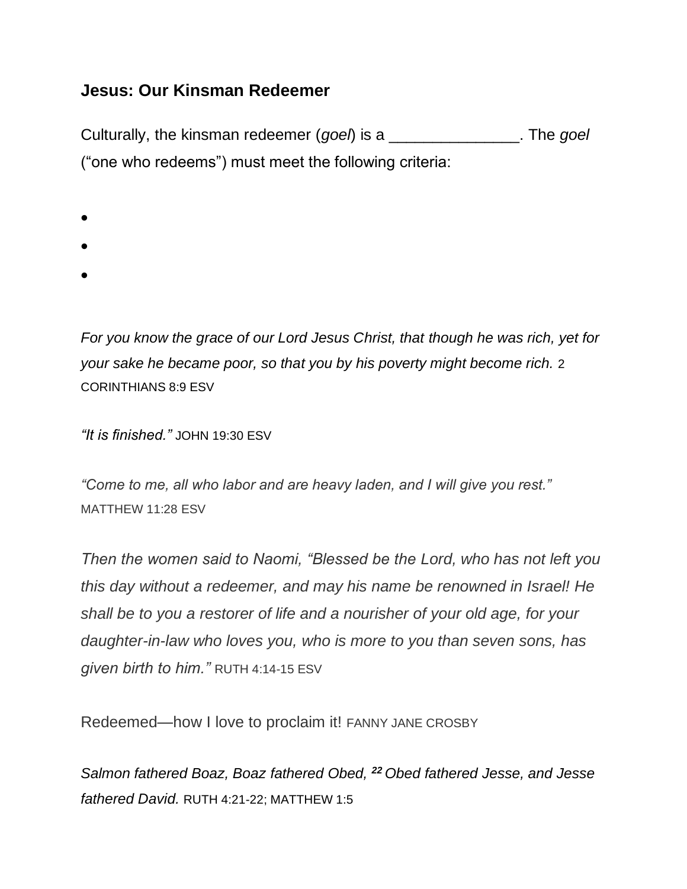## Jesus: Our Kinsman Redeemer

Culturally, the kinsman redeemer (*goel*) is a _______________. The *goel* ("one who redeems") must meet the following criteria:

- 
- 
- 

*For you know the grace of our Lord Jesus Christ, that though he was rich, yet for your sake he became poor, so that you by his poverty might become rich.* 2 CORINTHIANS 8:9 ESV

*"It is finished."* JOHN 19:30 ESV

*"Come to me, all who labor and are heavy laden, and I will give you rest."* MATTHEW 11:28 ESV

*Then the women said to Naomi, "Blessed be the Lord, who has not left you this day without a redeemer, and may his name be renowned in Israel! He shall be to you a restorer of life and a nourisher of your old age, for your daughter-in-law who loves you, who is more to you than seven sons, has given birth to him."* RUTH 4:14-15 ESV

Redeemed—how I love to proclaim it! FANNY JANE CROSBY

*Salmon fathered Boaz, Boaz fathered Obed, [22] Obed fathered Jesse, and Jesse fathered David.* RUTH 4:21-22; MATTHEW 1:5